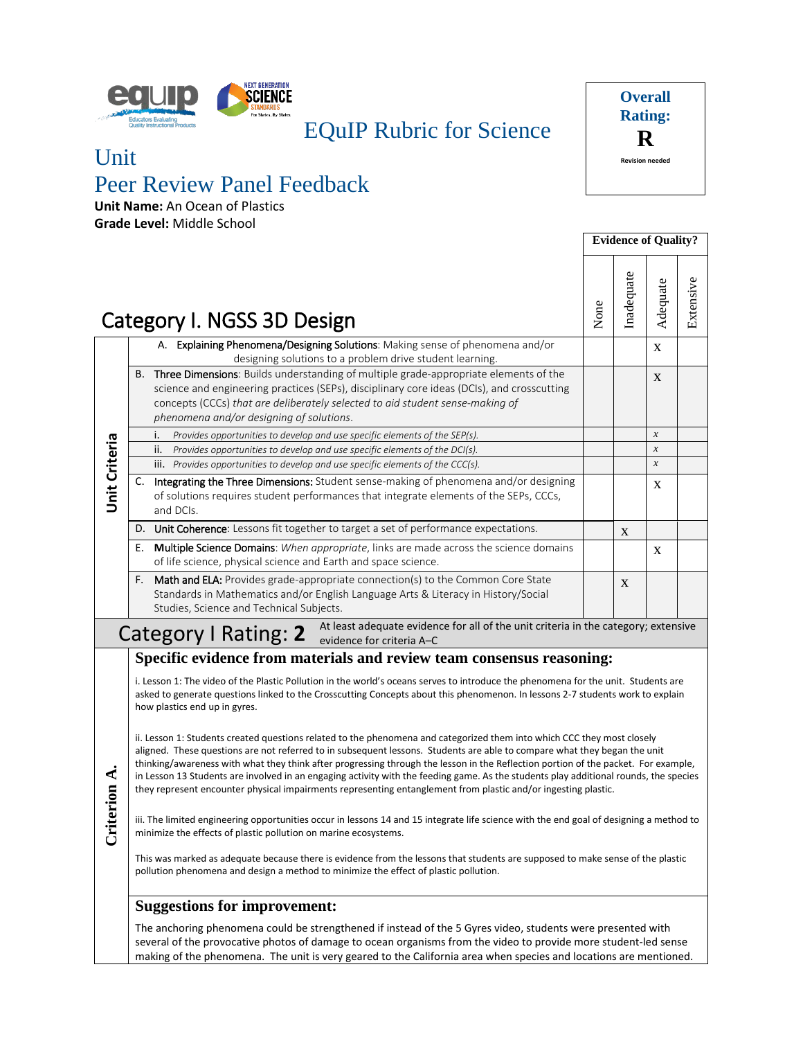# EQuIP Rubric for Science

## Unit
## Peer Review Panel Feedback

**Overall Rating: R**
Revision needed

**Unit Name:** An Ocean of Plastics
**Grade Level:** Middle School

## Category I. NGSS 3D Design

| Unit Criteria | Evidence of Quality? None | Inadequate | Adequate | Extensive |
|---|---|---|---|---|
| A. **Explaining Phenomena/Designing Solutions**: Making sense of phenomena and/or designing solutions to a problem drive student learning. | | | X | |
| B. **Three Dimensions**: Builds understanding of multiple grade-appropriate elements of the science and engineering practices (SEPs), disciplinary core ideas (DCIs), and crosscutting concepts (CCCs) *that are deliberately selected to aid student sense-making of phenomena and/or designing of solutions*. | | | X | |
| i. *Provides opportunities to develop and use specific elements of the SEP(s).* | | | x | |
| ii. *Provides opportunities to develop and use specific elements of the DCI(s).* | | | x | |
| iii. *Provides opportunities to develop and use specific elements of the CCC(s).* | | | x | |
| C. **Integrating the Three Dimensions:** Student sense-making of phenomena and/or designing of solutions requires student performances that integrate elements of the SEPs, CCCs, and DCIs. | | | X | |
| D. **Unit Coherence**: Lessons fit together to target a set of performance expectations. | | X | | |
| E. **Multiple Science Domains**: *When appropriate*, links are made across the science domains of life science, physical science and Earth and space science. | | | X | |
| F. **Math and ELA:** Provides grade-appropriate connection(s) to the Common Core State Standards in Mathematics and/or English Language Arts & Literacy in History/Social Studies, Science and Technical Subjects. | | X | | |

**Category I Rating: 2** — At least adequate evidence for all of the unit criteria in the category; extensive evidence for criteria A–C

### Criterion A.

#### Specific evidence from materials and review team consensus reasoning:

i. Lesson 1: The video of the Plastic Pollution in the world's oceans serves to introduce the phenomena for the unit. Students are asked to generate questions linked to the Crosscutting Concepts about this phenomenon. In lessons 2-7 students work to explain how plastics end up in gyres.

ii. Lesson 1: Students created questions related to the phenomena and categorized them into which CCC they most closely aligned. These questions are not referred to in subsequent lessons. Students are able to compare what they began the unit thinking/awareness with what they think after progressing through the lesson in the Reflection portion of the packet. For example, in Lesson 13 Students are involved in an engaging activity with the feeding game. As the students play additional rounds, the species they represent encounter physical impairments representing entanglement from plastic and/or ingesting plastic.

iii. The limited engineering opportunities occur in lessons 14 and 15 integrate life science with the end goal of designing a method to minimize the effects of plastic pollution on marine ecosystems.

This was marked as adequate because there is evidence from the lessons that students are supposed to make sense of the plastic pollution phenomena and design a method to minimize the effect of plastic pollution.

#### Suggestions for improvement:

The anchoring phenomena could be strengthened if instead of the 5 Gyres video, students were presented with several of the provocative photos of damage to ocean organisms from the video to provide more student-led sense making of the phenomena. The unit is very geared to the California area when species and locations are mentioned.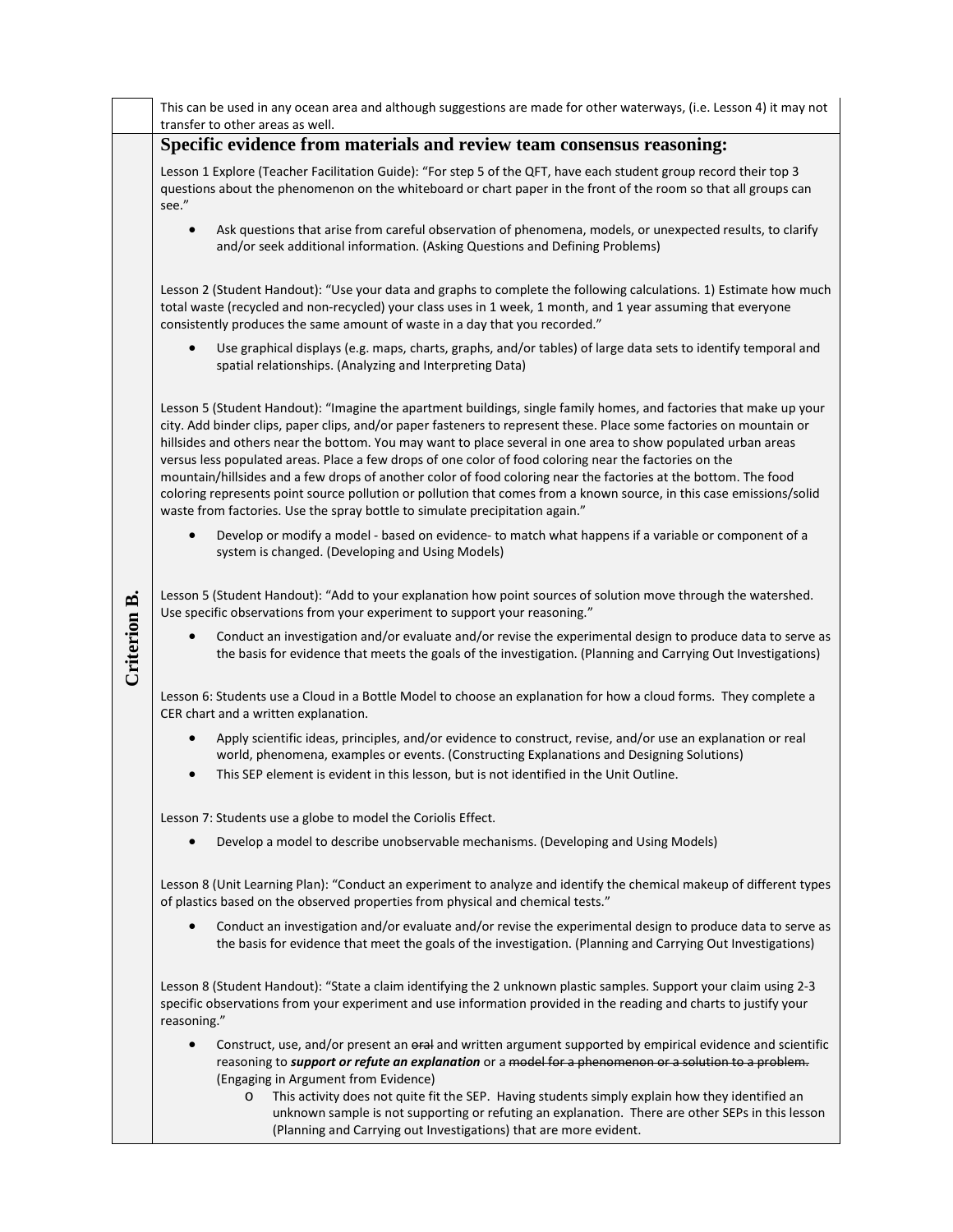This can be used in any ocean area and although suggestions are made for other waterways, (i.e. Lesson 4) it may not transfer to other areas as well.

**Criterion B.**

### Specific evidence from materials and review team consensus reasoning:

Lesson 1 Explore (Teacher Facilitation Guide): "For step 5 of the QFT, have each student group record their top 3 questions about the phenomenon on the whiteboard or chart paper in the front of the room so that all groups can see."

- Ask questions that arise from careful observation of phenomena, models, or unexpected results, to clarify and/or seek additional information. (Asking Questions and Defining Problems)

Lesson 2 (Student Handout): "Use your data and graphs to complete the following calculations. 1) Estimate how much total waste (recycled and non-recycled) your class uses in 1 week, 1 month, and 1 year assuming that everyone consistently produces the same amount of waste in a day that you recorded."

- Use graphical displays (e.g. maps, charts, graphs, and/or tables) of large data sets to identify temporal and spatial relationships. (Analyzing and Interpreting Data)

Lesson 5 (Student Handout): "Imagine the apartment buildings, single family homes, and factories that make up your city. Add binder clips, paper clips, and/or paper fasteners to represent these. Place some factories on mountain or hillsides and others near the bottom. You may want to place several in one area to show populated urban areas versus less populated areas. Place a few drops of one color of food coloring near the factories on the mountain/hillsides and a few drops of another color of food coloring near the factories at the bottom. The food coloring represents point source pollution or pollution that comes from a known source, in this case emissions/solid waste from factories. Use the spray bottle to simulate precipitation again."

- Develop or modify a model - based on evidence- to match what happens if a variable or component of a system is changed. (Developing and Using Models)

Lesson 5 (Student Handout): "Add to your explanation how point sources of solution move through the watershed. Use specific observations from your experiment to support your reasoning."

- Conduct an investigation and/or evaluate and/or revise the experimental design to produce data to serve as the basis for evidence that meets the goals of the investigation. (Planning and Carrying Out Investigations)

Lesson 6: Students use a Cloud in a Bottle Model to choose an explanation for how a cloud forms. They complete a CER chart and a written explanation.

- Apply scientific ideas, principles, and/or evidence to construct, revise, and/or use an explanation or real world, phenomena, examples or events. (Constructing Explanations and Designing Solutions)
- This SEP element is evident in this lesson, but is not identified in the Unit Outline.

Lesson 7: Students use a globe to model the Coriolis Effect.

- Develop a model to describe unobservable mechanisms. (Developing and Using Models)

Lesson 8 (Unit Learning Plan): "Conduct an experiment to analyze and identify the chemical makeup of different types of plastics based on the observed properties from physical and chemical tests."

- Conduct an investigation and/or evaluate and/or revise the experimental design to produce data to serve as the basis for evidence that meet the goals of the investigation. (Planning and Carrying Out Investigations)

Lesson 8 (Student Handout): "State a claim identifying the 2 unknown plastic samples. Support your claim using 2-3 specific observations from your experiment and use information provided in the reading and charts to justify your reasoning."

- Construct, use, and/or present an ~~oral~~ and written argument supported by empirical evidence and scientific reasoning to ***support or refute an explanation*** or a ~~model for a phenomenon or a solution to a problem.~~ (Engaging in Argument from Evidence)
  - This activity does not quite fit the SEP. Having students simply explain how they identified an unknown sample is not supporting or refuting an explanation. There are other SEPs in this lesson (Planning and Carrying out Investigations) that are more evident.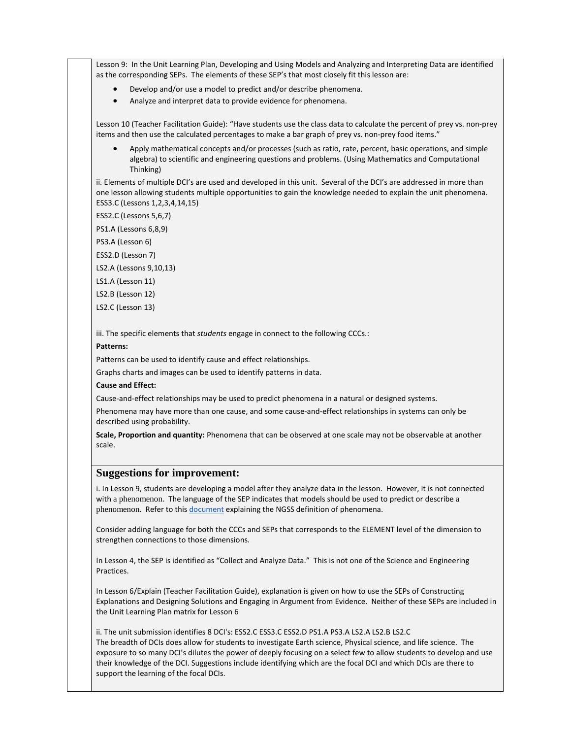Lesson 9: In the Unit Learning Plan, Developing and Using Models and Analyzing and Interpreting Data are identified as the corresponding SEPs. The elements of these SEP's that most closely fit this lesson are:

- Develop and/or use a model to predict and/or describe phenomena.
- Analyze and interpret data to provide evidence for phenomena.

Lesson 10 (Teacher Facilitation Guide): "Have students use the class data to calculate the percent of prey vs. non-prey items and then use the calculated percentages to make a bar graph of prey vs. non-prey food items."

- Apply mathematical concepts and/or processes (such as ratio, rate, percent, basic operations, and simple algebra) to scientific and engineering questions and problems. (Using Mathematics and Computational Thinking)

ii. Elements of multiple DCI's are used and developed in this unit. Several of the DCI's are addressed in more than one lesson allowing students multiple opportunities to gain the knowledge needed to explain the unit phenomena.

ESS3.C (Lessons 1,2,3,4,14,15)

ESS2.C (Lessons 5,6,7)

PS1.A (Lessons 6,8,9)

PS3.A (Lesson 6)

ESS2.D (Lesson 7)

LS2.A (Lessons 9,10,13)

LS1.A (Lesson 11)

LS2.B (Lesson 12)

LS2.C (Lesson 13)

iii. The specific elements that *students* engage in connect to the following CCCs.:

**Patterns:**

Patterns can be used to identify cause and effect relationships.

Graphs charts and images can be used to identify patterns in data.

**Cause and Effect:**

Cause-and-effect relationships may be used to predict phenomena in a natural or designed systems.

Phenomena may have more than one cause, and some cause-and-effect relationships in systems can only be described using probability.

**Scale, Proportion and quantity:** Phenomena that can be observed at one scale may not be observable at another scale.

## Suggestions for improvement:

i. In Lesson 9, students are developing a model after they analyze data in the lesson. However, it is not connected with a phenomenon. The language of the SEP indicates that models should be used to predict or describe a phenomenon. Refer to this document explaining the NGSS definition of phenomena.

Consider adding language for both the CCCs and SEPs that corresponds to the ELEMENT level of the dimension to strengthen connections to those dimensions.

In Lesson 4, the SEP is identified as "Collect and Analyze Data." This is not one of the Science and Engineering Practices.

In Lesson 6/Explain (Teacher Facilitation Guide), explanation is given on how to use the SEPs of Constructing Explanations and Designing Solutions and Engaging in Argument from Evidence. Neither of these SEPs are included in the Unit Learning Plan matrix for Lesson 6

ii. The unit submission identifies 8 DCI's: ESS2.C ESS3.C ESS2.D PS1.A PS3.A LS2.A LS2.B LS2.C
The breadth of DCIs does allow for students to investigate Earth science, Physical science, and life science. The exposure to so many DCI's dilutes the power of deeply focusing on a select few to allow students to develop and use their knowledge of the DCI. Suggestions include identifying which are the focal DCI and which DCIs are there to support the learning of the focal DCIs.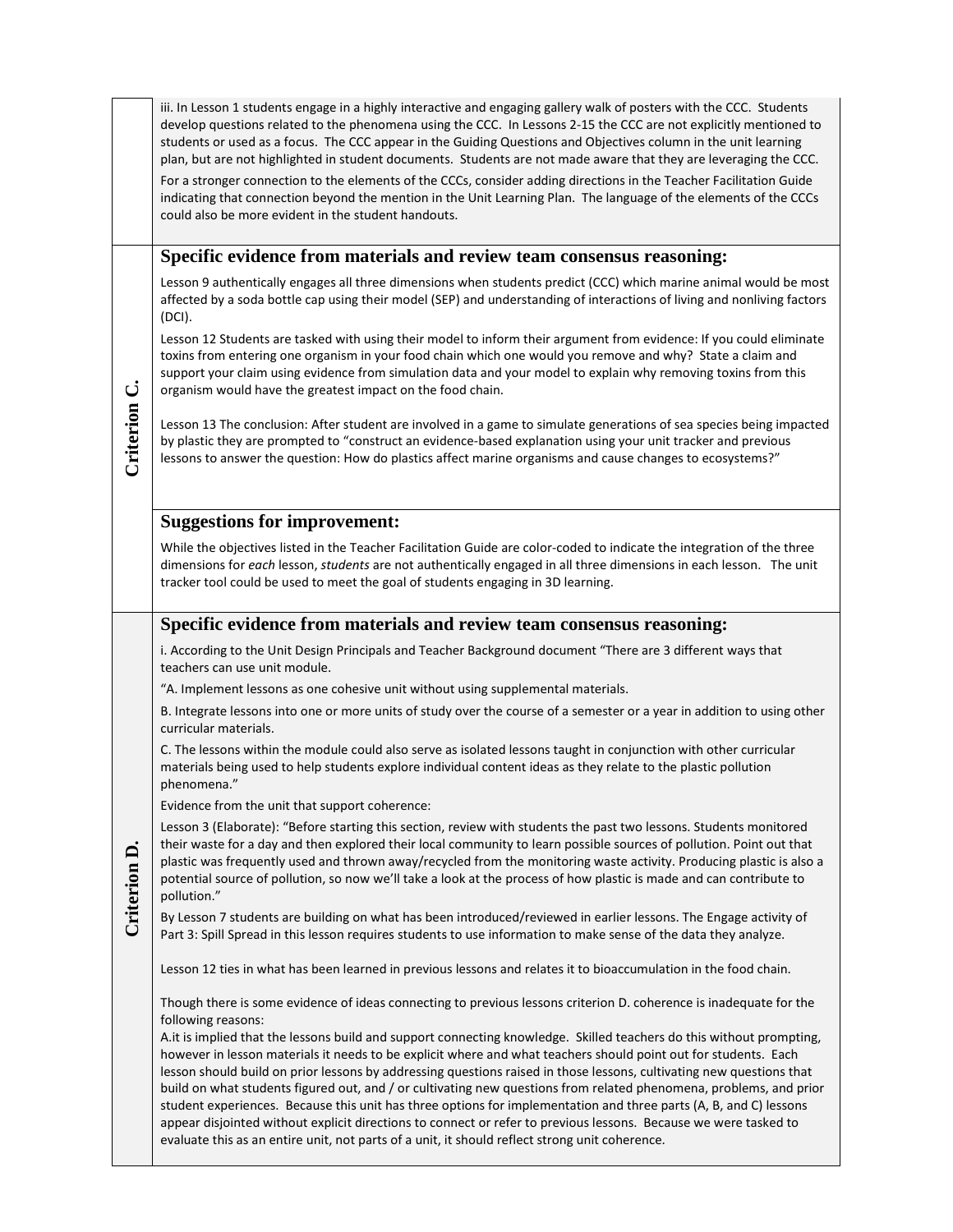iii. In Lesson 1 students engage in a highly interactive and engaging gallery walk of posters with the CCC. Students develop questions related to the phenomena using the CCC. In Lessons 2-15 the CCC are not explicitly mentioned to students or used as a focus. The CCC appear in the Guiding Questions and Objectives column in the unit learning plan, but are not highlighted in student documents. Students are not made aware that they are leveraging the CCC.

For a stronger connection to the elements of the CCCs, consider adding directions in the Teacher Facilitation Guide indicating that connection beyond the mention in the Unit Learning Plan. The language of the elements of the CCCs could also be more evident in the student handouts.

## Criterion C.

### Specific evidence from materials and review team consensus reasoning:

Lesson 9 authentically engages all three dimensions when students predict (CCC) which marine animal would be most affected by a soda bottle cap using their model (SEP) and understanding of interactions of living and nonliving factors (DCI).

Lesson 12 Students are tasked with using their model to inform their argument from evidence: If you could eliminate toxins from entering one organism in your food chain which one would you remove and why? State a claim and support your claim using evidence from simulation data and your model to explain why removing toxins from this organism would have the greatest impact on the food chain.

Lesson 13 The conclusion: After student are involved in a game to simulate generations of sea species being impacted by plastic they are prompted to "construct an evidence-based explanation using your unit tracker and previous lessons to answer the question: How do plastics affect marine organisms and cause changes to ecosystems?"

### Suggestions for improvement:

While the objectives listed in the Teacher Facilitation Guide are color-coded to indicate the integration of the three dimensions for *each* lesson, *students* are not authentically engaged in all three dimensions in each lesson. The unit tracker tool could be used to meet the goal of students engaging in 3D learning.

## Criterion D.

### Specific evidence from materials and review team consensus reasoning:

i. According to the Unit Design Principals and Teacher Background document "There are 3 different ways that teachers can use unit module.

"A. Implement lessons as one cohesive unit without using supplemental materials.

B. Integrate lessons into one or more units of study over the course of a semester or a year in addition to using other curricular materials.

C. The lessons within the module could also serve as isolated lessons taught in conjunction with other curricular materials being used to help students explore individual content ideas as they relate to the plastic pollution phenomena."

Evidence from the unit that support coherence:

Lesson 3 (Elaborate): "Before starting this section, review with students the past two lessons. Students monitored their waste for a day and then explored their local community to learn possible sources of pollution. Point out that plastic was frequently used and thrown away/recycled from the monitoring waste activity. Producing plastic is also a potential source of pollution, so now we'll take a look at the process of how plastic is made and can contribute to pollution."

By Lesson 7 students are building on what has been introduced/reviewed in earlier lessons. The Engage activity of Part 3: Spill Spread in this lesson requires students to use information to make sense of the data they analyze.

Lesson 12 ties in what has been learned in previous lessons and relates it to bioaccumulation in the food chain.

Though there is some evidence of ideas connecting to previous lessons criterion D. coherence is inadequate for the following reasons:

A.it is implied that the lessons build and support connecting knowledge. Skilled teachers do this without prompting, however in lesson materials it needs to be explicit where and what teachers should point out for students. Each lesson should build on prior lessons by addressing questions raised in those lessons, cultivating new questions that build on what students figured out, and / or cultivating new questions from related phenomena, problems, and prior student experiences. Because this unit has three options for implementation and three parts (A, B, and C) lessons appear disjointed without explicit directions to connect or refer to previous lessons. Because we were tasked to evaluate this as an entire unit, not parts of a unit, it should reflect strong unit coherence.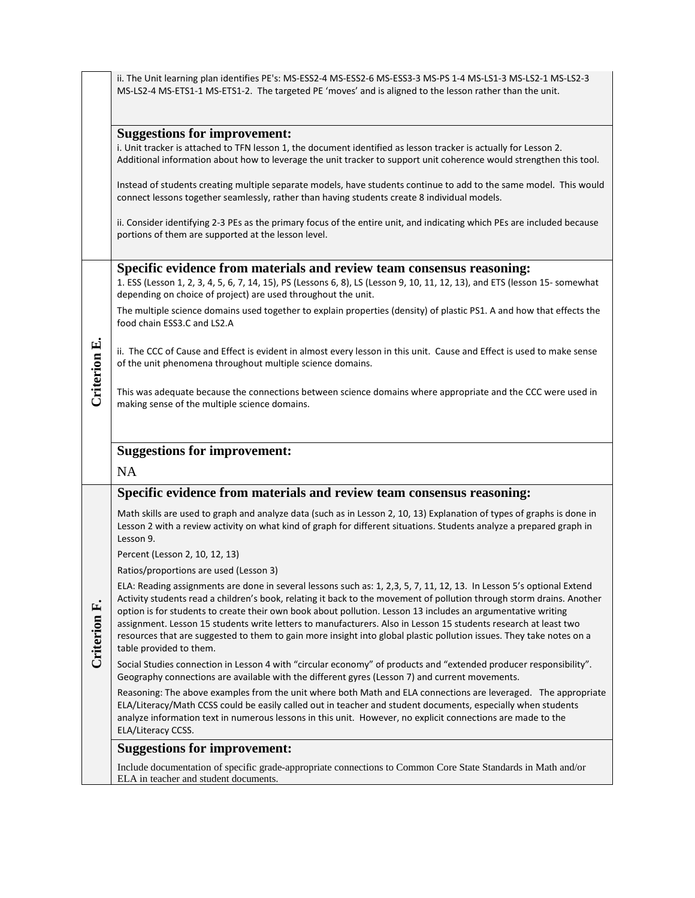| | |
|---|---|
| | ii. The Unit learning plan identifies PE's: MS-ESS2-4 MS-ESS2-6 MS-ESS3-3 MS-PS 1-4 MS-LS1-3 MS-LS2-1 MS-LS2-3 MS-LS2-4 MS-ETS1-1 MS-ETS1-2. The targeted PE 'moves' and is aligned to the lesson rather than the unit. |
| | **Suggestions for improvement:**<br>i. Unit tracker is attached to TFN lesson 1, the document identified as lesson tracker is actually for Lesson 2. Additional information about how to leverage the unit tracker to support unit coherence would strengthen this tool.<br><br>Instead of students creating multiple separate models, have students continue to add to the same model. This would connect lessons together seamlessly, rather than having students create 8 individual models.<br><br>ii. Consider identifying 2-3 PEs as the primary focus of the entire unit, and indicating which PEs are included because portions of them are supported at the lesson level. |
| **Criterion E.** | **Specific evidence from materials and review team consensus reasoning:**<br>1. ESS (Lesson 1, 2, 3, 4, 5, 6, 7, 14, 15), PS (Lessons 6, 8), LS (Lesson 9, 10, 11, 12, 13), and ETS (lesson 15- somewhat depending on choice of project) are used throughout the unit.<br>The multiple science domains used together to explain properties (density) of plastic PS1. A and how that effects the food chain ESS3.C and LS2.A<br><br>ii. The CCC of Cause and Effect is evident in almost every lesson in this unit. Cause and Effect is used to make sense of the unit phenomena throughout multiple science domains.<br><br>This was adequate because the connections between science domains where appropriate and the CCC were used in making sense of the multiple science domains. |
| | **Suggestions for improvement:**<br>NA |
| **Criterion F.** | **Specific evidence from materials and review team consensus reasoning:**<br>Math skills are used to graph and analyze data (such as in Lesson 2, 10, 13) Explanation of types of graphs is done in Lesson 2 with a review activity on what kind of graph for different situations. Students analyze a prepared graph in Lesson 9.<br>Percent (Lesson 2, 10, 12, 13)<br>Ratios/proportions are used (Lesson 3)<br>ELA: Reading assignments are done in several lessons such as: 1, 2,3, 5, 7, 11, 12, 13. In Lesson 5's optional Extend Activity students read a children's book, relating it back to the movement of pollution through storm drains. Another option is for students to create their own book about pollution. Lesson 13 includes an argumentative writing assignment. Lesson 15 students write letters to manufacturers. Also in Lesson 15 students research at least two resources that are suggested to them to gain more insight into global plastic pollution issues. They take notes on a table provided to them.<br>Social Studies connection in Lesson 4 with "circular economy" of products and "extended producer responsibility". Geography connections are available with the different gyres (Lesson 7) and current movements.<br>Reasoning: The above examples from the unit where both Math and ELA connections are leveraged. The appropriate ELA/Literacy/Math CCSS could be easily called out in teacher and student documents, especially when students analyze information text in numerous lessons in this unit. However, no explicit connections are made to the ELA/Literacy CCSS. |
| | **Suggestions for improvement:**<br>Include documentation of specific grade-appropriate connections to Common Core State Standards in Math and/or ELA in teacher and student documents. |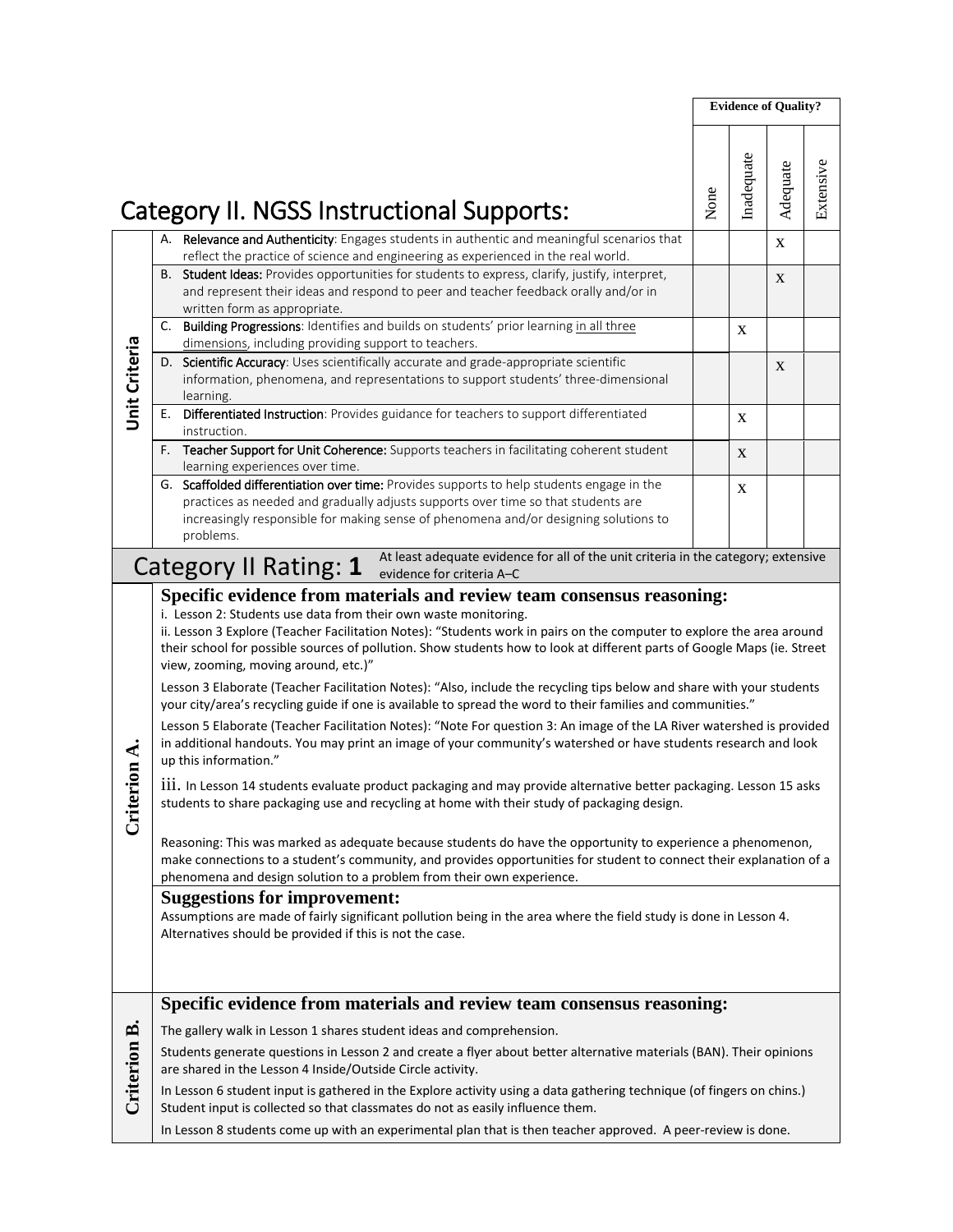## Category II. NGSS Instructional Supports:

| | Criteria | None | Inadequate | Adequate | Extensive |
|---|---|---|---|---|---|
| **Unit Criteria** | A. **Relevance and Authenticity**: Engages students in authentic and meaningful scenarios that reflect the practice of science and engineering as experienced in the real world. | | | X | |
| | B. **Student Ideas:** Provides opportunities for students to express, clarify, justify, interpret, and represent their ideas and respond to peer and teacher feedback orally and/or in written form as appropriate. | | | X | |
| | C. **Building Progressions**: Identifies and builds on students' prior learning in all three dimensions, including providing support to teachers. | | X | | |
| | D. **Scientific Accuracy**: Uses scientifically accurate and grade-appropriate scientific information, phenomena, and representations to support students' three-dimensional learning. | | | X | |
| | E. **Differentiated Instruction**: Provides guidance for teachers to support differentiated instruction. | | X | | |
| | F. **Teacher Support for Unit Coherence:** Supports teachers in facilitating coherent student learning experiences over time. | | X | | |
| | G. **Scaffolded differentiation over time:** Provides supports to help students engage in the practices as needed and gradually adjusts supports over time so that students are increasingly responsible for making sense of phenomena and/or designing solutions to problems. | | X | | |

*Evidence of Quality?*

## Category II Rating: **1**

At least adequate evidence for all of the unit criteria in the category; extensive evidence for criteria A–C

### Criterion A.

**Specific evidence from materials and review team consensus reasoning:**

i. Lesson 2: Students use data from their own waste monitoring.

ii. Lesson 3 Explore (Teacher Facilitation Notes): "Students work in pairs on the computer to explore the area around their school for possible sources of pollution. Show students how to look at different parts of Google Maps (ie. Street view, zooming, moving around, etc.)"

Lesson 3 Elaborate (Teacher Facilitation Notes): "Also, include the recycling tips below and share with your students your city/area's recycling guide if one is available to spread the word to their families and communities."

Lesson 5 Elaborate (Teacher Facilitation Notes): "Note For question 3: An image of the LA River watershed is provided in additional handouts. You may print an image of your community's watershed or have students research and look up this information."

iii. In Lesson 14 students evaluate product packaging and may provide alternative better packaging. Lesson 15 asks students to share packaging use and recycling at home with their study of packaging design.

Reasoning: This was marked as adequate because students do have the opportunity to experience a phenomenon, make connections to a student's community, and provides opportunities for student to connect their explanation of a phenomena and design solution to a problem from their own experience.

**Suggestions for improvement:**

Assumptions are made of fairly significant pollution being in the area where the field study is done in Lesson 4. Alternatives should be provided if this is not the case.

### Criterion B.

**Specific evidence from materials and review team consensus reasoning:**

The gallery walk in Lesson 1 shares student ideas and comprehension.

Students generate questions in Lesson 2 and create a flyer about better alternative materials (BAN). Their opinions are shared in the Lesson 4 Inside/Outside Circle activity.

In Lesson 6 student input is gathered in the Explore activity using a data gathering technique (of fingers on chins.) Student input is collected so that classmates do not as easily influence them.

In Lesson 8 students come up with an experimental plan that is then teacher approved. A peer-review is done.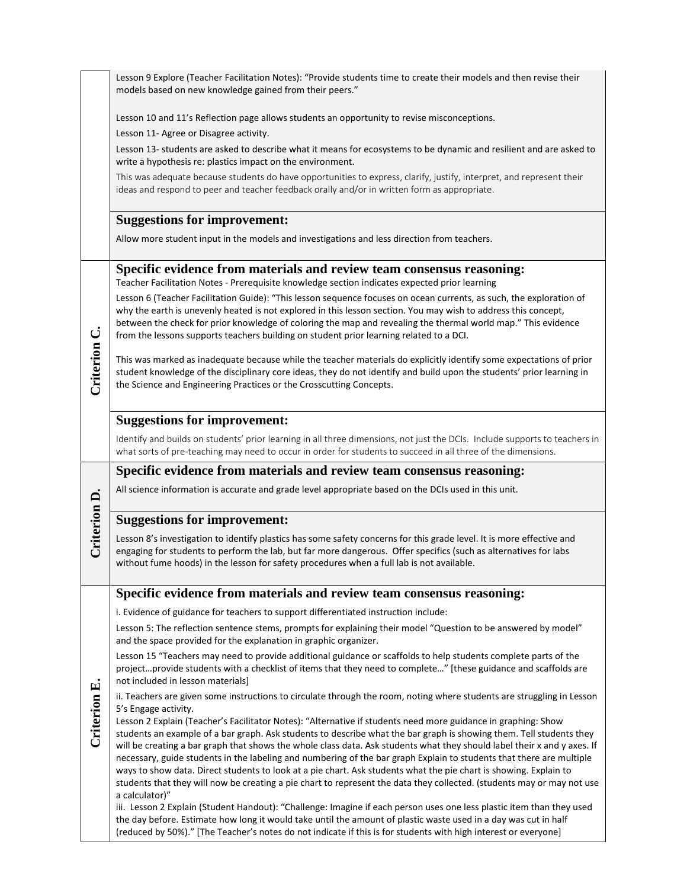| | |
|---|---|
| | Lesson 9 Explore (Teacher Facilitation Notes): "Provide students time to create their models and then revise their models based on new knowledge gained from their peers."<br><br>Lesson 10 and 11's Reflection page allows students an opportunity to revise misconceptions.<br>Lesson 11- Agree or Disagree activity.<br>Lesson 13- students are asked to describe what it means for ecosystems to be dynamic and resilient and are asked to write a hypothesis re: plastics impact on the environment.<br>This was adequate because students do have opportunities to express, clarify, justify, interpret, and represent their ideas and respond to peer and teacher feedback orally and/or in written form as appropriate. |
| | **Suggestions for improvement:**<br>Allow more student input in the models and investigations and less direction from teachers. |
| **Criterion C.** | **Specific evidence from materials and review team consensus reasoning:**<br>Teacher Facilitation Notes - Prerequisite knowledge section indicates expected prior learning<br>Lesson 6 (Teacher Facilitation Guide): "This lesson sequence focuses on ocean currents, as such, the exploration of why the earth is unevenly heated is not explored in this lesson section. You may wish to address this concept, between the check for prior knowledge of coloring the map and revealing the thermal world map." This evidence from the lessons supports teachers building on student prior learning related to a DCI.<br><br>This was marked as inadequate because while the teacher materials do explicitly identify some expectations of prior student knowledge of the disciplinary core ideas, they do not identify and build upon the students' prior learning in the Science and Engineering Practices or the Crosscutting Concepts. |
| | **Suggestions for improvement:**<br>Identify and builds on students' prior learning in all three dimensions, not just the DCIs. Include supports to teachers in what sorts of pre-teaching may need to occur in order for students to succeed in all three of the dimensions. |
| **Criterion D.** | **Specific evidence from materials and review team consensus reasoning:**<br>All science information is accurate and grade level appropriate based on the DCIs used in this unit. |
| | **Suggestions for improvement:**<br>Lesson 8's investigation to identify plastics has some safety concerns for this grade level. It is more effective and engaging for students to perform the lab, but far more dangerous. Offer specifics (such as alternatives for labs without fume hoods) in the lesson for safety procedures when a full lab is not available. |
| **Criterion E.** | **Specific evidence from materials and review team consensus reasoning:**<br>i. Evidence of guidance for teachers to support differentiated instruction include:<br>Lesson 5: The reflection sentence stems, prompts for explaining their model "Question to be answered by model" and the space provided for the explanation in graphic organizer.<br>Lesson 15 "Teachers may need to provide additional guidance or scaffolds to help students complete parts of the project…provide students with a checklist of items that they need to complete…" [these guidance and scaffolds are not included in lesson materials]<br>ii. Teachers are given some instructions to circulate through the room, noting where students are struggling in Lesson 5's Engage activity.<br>Lesson 2 Explain (Teacher's Facilitator Notes): "Alternative if students need more guidance in graphing: Show students an example of a bar graph. Ask students to describe what the bar graph is showing them. Tell students they will be creating a bar graph that shows the whole class data. Ask students what they should label their x and y axes. If necessary, guide students in the labeling and numbering of the bar graph Explain to students that there are multiple ways to show data. Direct students to look at a pie chart. Ask students what the pie chart is showing. Explain to students that they will now be creating a pie chart to represent the data they collected. (students may or may not use a calculator)"<br>iii. Lesson 2 Explain (Student Handout): "Challenge: Imagine if each person uses one less plastic item than they used the day before. Estimate how long it would take until the amount of plastic waste used in a day was cut in half (reduced by 50%)." [The Teacher's notes do not indicate if this is for students with high interest or everyone] |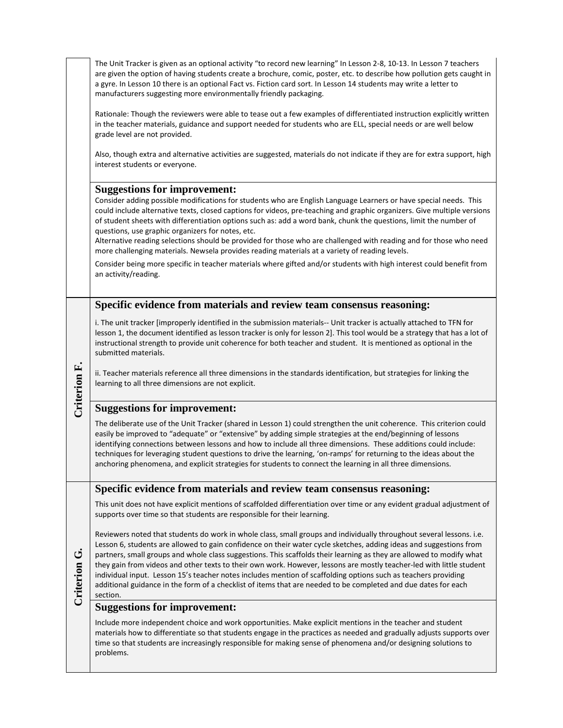| | |
|---|---|
| | The Unit Tracker is given as an optional activity "to record new learning" In Lesson 2-8, 10-13. In Lesson 7 teachers are given the option of having students create a brochure, comic, poster, etc. to describe how pollution gets caught in a gyre. In Lesson 10 there is an optional Fact vs. Fiction card sort. In Lesson 14 students may write a letter to manufacturers suggesting more environmentally friendly packaging.<br><br>Rationale: Though the reviewers were able to tease out a few examples of differentiated instruction explicitly written in the teacher materials, guidance and support needed for students who are ELL, special needs or are well below grade level are not provided.<br><br>Also, though extra and alternative activities are suggested, materials do not indicate if they are for extra support, high interest students or everyone. |
| | **Suggestions for improvement:**<br>Consider adding possible modifications for students who are English Language Learners or have special needs. This could include alternative texts, closed captions for videos, pre-teaching and graphic organizers. Give multiple versions of student sheets with differentiation options such as: add a word bank, chunk the questions, limit the number of questions, use graphic organizers for notes, etc.<br>Alternative reading selections should be provided for those who are challenged with reading and for those who need more challenging materials. Newsela provides reading materials at a variety of reading levels.<br>Consider being more specific in teacher materials where gifted and/or students with high interest could benefit from an activity/reading. |
| **Criterion F.** | **Specific evidence from materials and review team consensus reasoning:**<br>i. The unit tracker [improperly identified in the submission materials-- Unit tracker is actually attached to TFN for lesson 1, the document identified as lesson tracker is only for lesson 2]. This tool would be a strategy that has a lot of instructional strength to provide unit coherence for both teacher and student. It is mentioned as optional in the submitted materials.<br><br>ii. Teacher materials reference all three dimensions in the standards identification, but strategies for linking the learning to all three dimensions are not explicit. |
| | **Suggestions for improvement:**<br>The deliberate use of the Unit Tracker (shared in Lesson 1) could strengthen the unit coherence. This criterion could easily be improved to "adequate" or "extensive" by adding simple strategies at the end/beginning of lessons identifying connections between lessons and how to include all three dimensions. These additions could include: techniques for leveraging student questions to drive the learning, 'on-ramps' for returning to the ideas about the anchoring phenomena, and explicit strategies for students to connect the learning in all three dimensions. |
| **Criterion G.** | **Specific evidence from materials and review team consensus reasoning:**<br>This unit does not have explicit mentions of scaffolded differentiation over time or any evident gradual adjustment of supports over time so that students are responsible for their learning.<br><br>Reviewers noted that students do work in whole class, small groups and individually throughout several lessons. i.e. Lesson 6, students are allowed to gain confidence on their water cycle sketches, adding ideas and suggestions from partners, small groups and whole class suggestions. This scaffolds their learning as they are allowed to modify what they gain from videos and other texts to their own work. However, lessons are mostly teacher-led with little student individual input. Lesson 15's teacher notes includes mention of scaffolding options such as teachers providing additional guidance in the form of a checklist of items that are needed to be completed and due dates for each section. |
| | **Suggestions for improvement:**<br>Include more independent choice and work opportunities. Make explicit mentions in the teacher and student materials how to differentiate so that students engage in the practices as needed and gradually adjusts supports over time so that students are increasingly responsible for making sense of phenomena and/or designing solutions to problems. |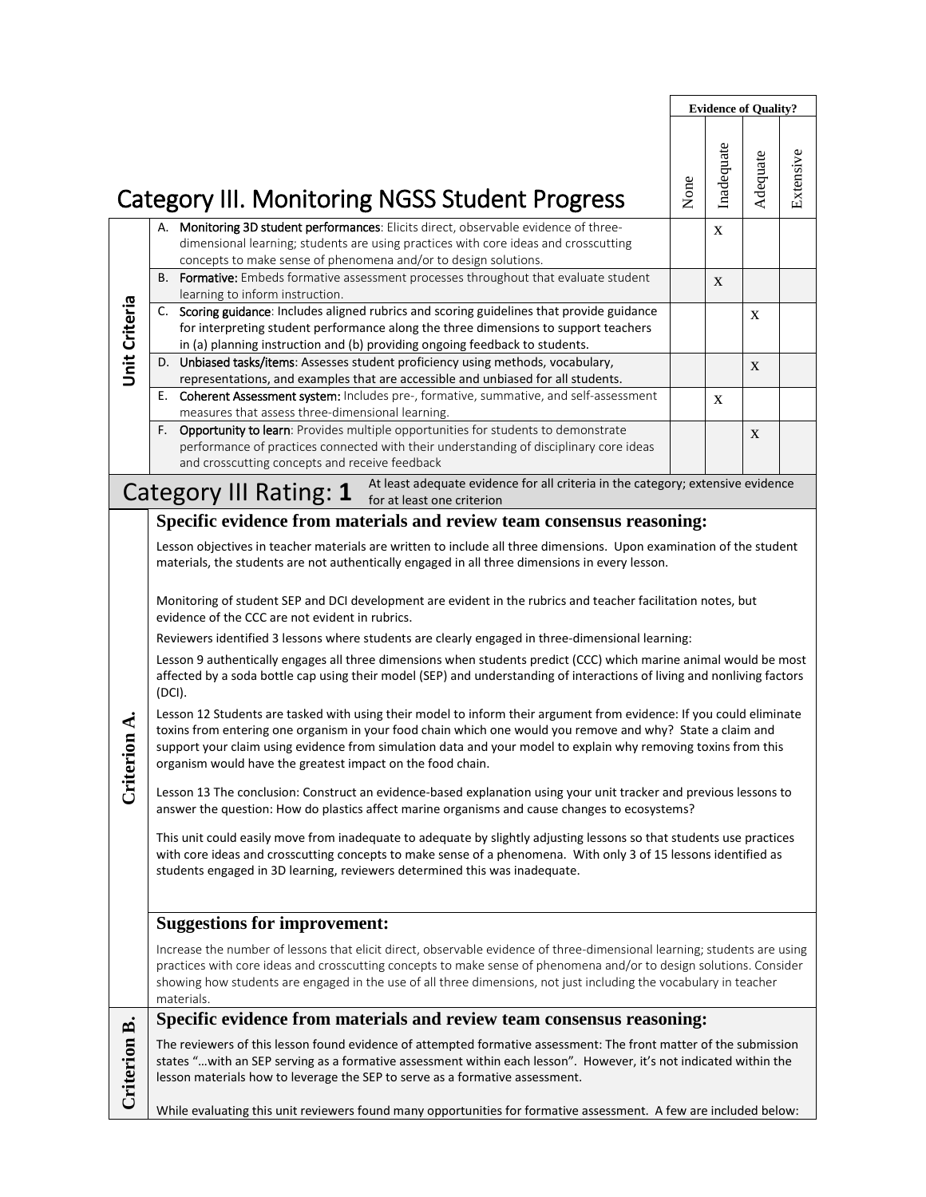# Category III. Monitoring NGSS Student Progress

| | | Evidence of Quality? | | | |
|---|---|---|---|---|---|
| | | None | Inadequate | Adequate | Extensive |
| Unit Criteria | A. **Monitoring 3D student performances**: Elicits direct, observable evidence of three-dimensional learning; students are using practices with core ideas and crosscutting concepts to make sense of phenomena and/or to design solutions. | | X | | |
| | B. **Formative:** Embeds formative assessment processes throughout that evaluate student learning to inform instruction. | | X | | |
| | C. **Scoring guidance**: Includes aligned rubrics and scoring guidelines that provide guidance for interpreting student performance along the three dimensions to support teachers in (a) planning instruction and (b) providing ongoing feedback to students. | | | X | |
| | D. **Unbiased tasks/items**: Assesses student proficiency using methods, vocabulary, representations, and examples that are accessible and unbiased for all students. | | | X | |
| | E. **Coherent Assessment system:** Includes pre-, formative, summative, and self-assessment measures that assess three-dimensional learning. | | X | | |
| | F. **Opportunity to learn**: Provides multiple opportunities for students to demonstrate performance of practices connected with their understanding of disciplinary core ideas and crosscutting concepts and receive feedback | | | X | |

## Category III Rating: **1**

At least adequate evidence for all criteria in the category; extensive evidence for at least one criterion

## Criterion A.

### Specific evidence from materials and review team consensus reasoning:

Lesson objectives in teacher materials are written to include all three dimensions. Upon examination of the student materials, the students are not authentically engaged in all three dimensions in every lesson.

Monitoring of student SEP and DCI development are evident in the rubrics and teacher facilitation notes, but evidence of the CCC are not evident in rubrics.

Reviewers identified 3 lessons where students are clearly engaged in three-dimensional learning:

Lesson 9 authentically engages all three dimensions when students predict (CCC) which marine animal would be most affected by a soda bottle cap using their model (SEP) and understanding of interactions of living and nonliving factors (DCI).

Lesson 12 Students are tasked with using their model to inform their argument from evidence: If you could eliminate toxins from entering one organism in your food chain which one would you remove and why? State a claim and support your claim using evidence from simulation data and your model to explain why removing toxins from this organism would have the greatest impact on the food chain.

Lesson 13 The conclusion: Construct an evidence-based explanation using your unit tracker and previous lessons to answer the question: How do plastics affect marine organisms and cause changes to ecosystems?

This unit could easily move from inadequate to adequate by slightly adjusting lessons so that students use practices with core ideas and crosscutting concepts to make sense of a phenomena. With only 3 of 15 lessons identified as students engaged in 3D learning, reviewers determined this was inadequate.

### Suggestions for improvement:

Increase the number of lessons that elicit direct, observable evidence of three-dimensional learning; students are using practices with core ideas and crosscutting concepts to make sense of phenomena and/or to design solutions. Consider showing how students are engaged in the use of all three dimensions, not just including the vocabulary in teacher materials.

## Criterion B.

### Specific evidence from materials and review team consensus reasoning:

The reviewers of this lesson found evidence of attempted formative assessment: The front matter of the submission states "…with an SEP serving as a formative assessment within each lesson". However, it's not indicated within the lesson materials how to leverage the SEP to serve as a formative assessment.

While evaluating this unit reviewers found many opportunities for formative assessment. A few are included below: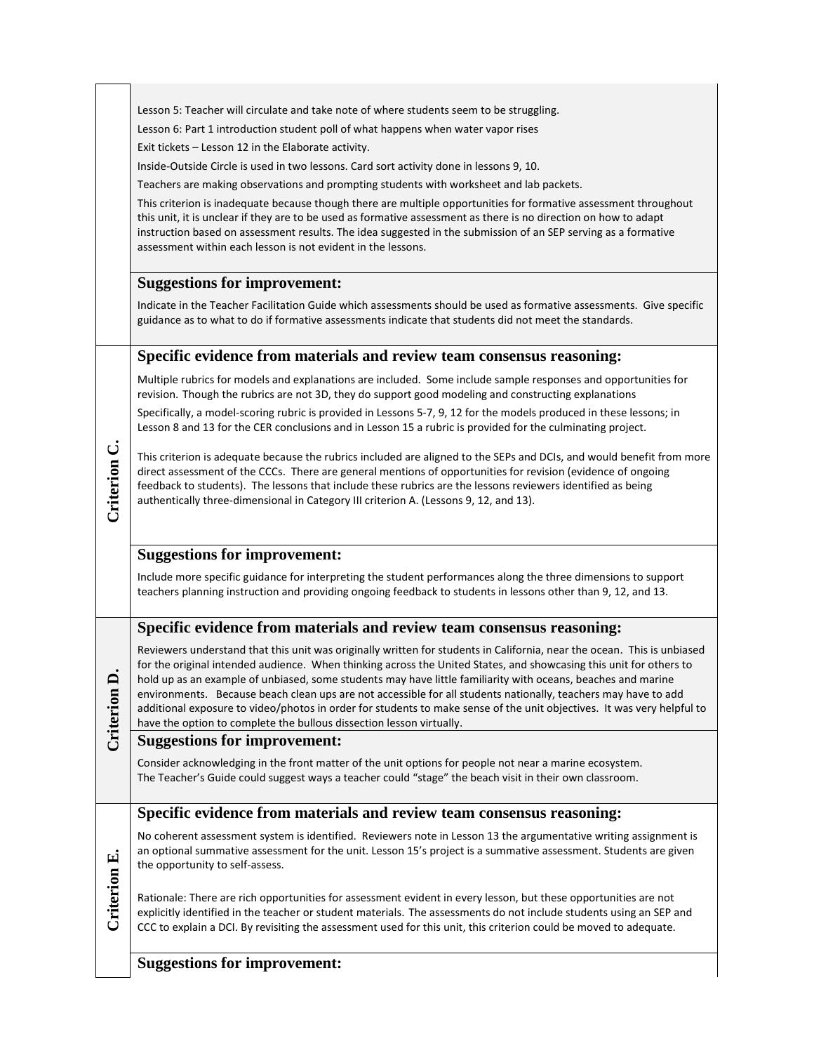Lesson 5: Teacher will circulate and take note of where students seem to be struggling.

Lesson 6: Part 1 introduction student poll of what happens when water vapor rises

Exit tickets – Lesson 12 in the Elaborate activity.

Inside-Outside Circle is used in two lessons. Card sort activity done in lessons 9, 10.

Teachers are making observations and prompting students with worksheet and lab packets.

This criterion is inadequate because though there are multiple opportunities for formative assessment throughout this unit, it is unclear if they are to be used as formative assessment as there is no direction on how to adapt instruction based on assessment results. The idea suggested in the submission of an SEP serving as a formative assessment within each lesson is not evident in the lessons.

### Suggestions for improvement:

Indicate in the Teacher Facilitation Guide which assessments should be used as formative assessments. Give specific guidance as to what to do if formative assessments indicate that students did not meet the standards.

## Criterion C.

### Specific evidence from materials and review team consensus reasoning:

Multiple rubrics for models and explanations are included. Some include sample responses and opportunities for revision. Though the rubrics are not 3D, they do support good modeling and constructing explanations

Specifically, a model-scoring rubric is provided in Lessons 5-7, 9, 12 for the models produced in these lessons; in Lesson 8 and 13 for the CER conclusions and in Lesson 15 a rubric is provided for the culminating project.

This criterion is adequate because the rubrics included are aligned to the SEPs and DCIs, and would benefit from more direct assessment of the CCCs. There are general mentions of opportunities for revision (evidence of ongoing feedback to students). The lessons that include these rubrics are the lessons reviewers identified as being authentically three-dimensional in Category III criterion A. (Lessons 9, 12, and 13).

### Suggestions for improvement:

Include more specific guidance for interpreting the student performances along the three dimensions to support teachers planning instruction and providing ongoing feedback to students in lessons other than 9, 12, and 13.

## Criterion D.

### Specific evidence from materials and review team consensus reasoning:

Reviewers understand that this unit was originally written for students in California, near the ocean. This is unbiased for the original intended audience. When thinking across the United States, and showcasing this unit for others to hold up as an example of unbiased, some students may have little familiarity with oceans, beaches and marine environments. Because beach clean ups are not accessible for all students nationally, teachers may have to add additional exposure to video/photos in order for students to make sense of the unit objectives. It was very helpful to have the option to complete the bullous dissection lesson virtually.

### Suggestions for improvement:

Consider acknowledging in the front matter of the unit options for people not near a marine ecosystem.
The Teacher's Guide could suggest ways a teacher could "stage" the beach visit in their own classroom.

## Criterion E.

### Specific evidence from materials and review team consensus reasoning:

No coherent assessment system is identified. Reviewers note in Lesson 13 the argumentative writing assignment is an optional summative assessment for the unit. Lesson 15's project is a summative assessment. Students are given the opportunity to self-assess.

Rationale: There are rich opportunities for assessment evident in every lesson, but these opportunities are not explicitly identified in the teacher or student materials. The assessments do not include students using an SEP and CCC to explain a DCI. By revisiting the assessment used for this unit, this criterion could be moved to adequate.

### Suggestions for improvement: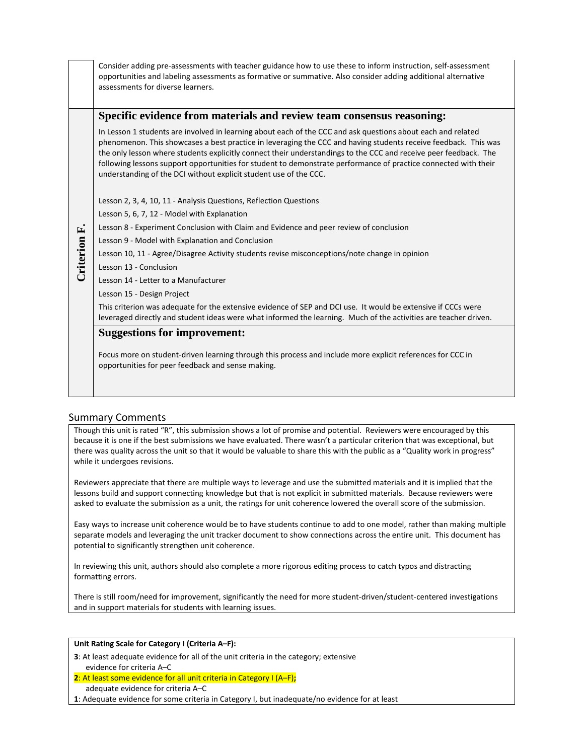Consider adding pre-assessments with teacher guidance how to use these to inform instruction, self-assessment opportunities and labeling assessments as formative or summative. Also consider adding additional alternative assessments for diverse learners.

**Criterion F.**

### Specific evidence from materials and review team consensus reasoning:

In Lesson 1 students are involved in learning about each of the CCC and ask questions about each and related phenomenon. This showcases a best practice in leveraging the CCC and having students receive feedback. This was the only lesson where students explicitly connect their understandings to the CCC and receive peer feedback. The following lessons support opportunities for student to demonstrate performance of practice connected with their understanding of the DCI without explicit student use of the CCC.

Lesson 2, 3, 4, 10, 11 - Analysis Questions, Reflection Questions

Lesson 5, 6, 7, 12 - Model with Explanation

Lesson 8 - Experiment Conclusion with Claim and Evidence and peer review of conclusion

Lesson 9 - Model with Explanation and Conclusion

Lesson 10, 11 - Agree/Disagree Activity students revise misconceptions/note change in opinion

Lesson 13 - Conclusion

Lesson 14 - Letter to a Manufacturer

Lesson 15 - Design Project

This criterion was adequate for the extensive evidence of SEP and DCI use. It would be extensive if CCCs were leveraged directly and student ideas were what informed the learning. Much of the activities are teacher driven.

### Suggestions for improvement:

Focus more on student-driven learning through this process and include more explicit references for CCC in opportunities for peer feedback and sense making.

## Summary Comments

Though this unit is rated "R", this submission shows a lot of promise and potential. Reviewers were encouraged by this because it is one if the best submissions we have evaluated. There wasn't a particular criterion that was exceptional, but there was quality across the unit so that it would be valuable to share this with the public as a "Quality work in progress" while it undergoes revisions.

Reviewers appreciate that there are multiple ways to leverage and use the submitted materials and it is implied that the lessons build and support connecting knowledge but that is not explicit in submitted materials. Because reviewers were asked to evaluate the submission as a unit, the ratings for unit coherence lowered the overall score of the submission.

Easy ways to increase unit coherence would be to have students continue to add to one model, rather than making multiple separate models and leveraging the unit tracker document to show connections across the entire unit. This document has potential to significantly strengthen unit coherence.

In reviewing this unit, authors should also complete a more rigorous editing process to catch typos and distracting formatting errors.

There is still room/need for improvement, significantly the need for more student-driven/student-centered investigations and in support materials for students with learning issues.

**Unit Rating Scale for Category I (Criteria A–F):**

**3**: At least adequate evidence for all of the unit criteria in the category; extensive evidence for criteria A–C

**2**: At least some evidence for all unit criteria in Category I (A–F); adequate evidence for criteria A–C

**1**: Adequate evidence for some criteria in Category I, but inadequate/no evidence for at least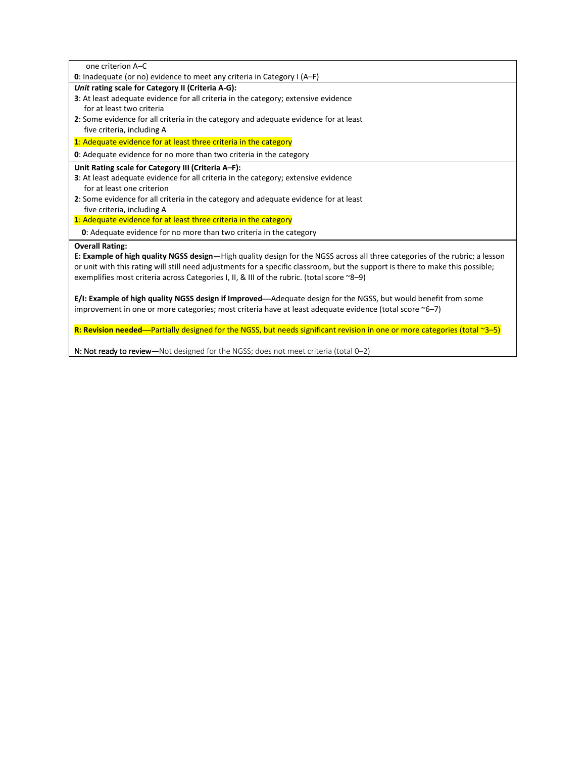one criterion A–C

**0**: Inadequate (or no) evidence to meet any criteria in Category I (A–F)

***Unit* rating scale for Category II (Criteria A-G):**

**3**: At least adequate evidence for all criteria in the category; extensive evidence for at least two criteria

**2**: Some evidence for all criteria in the category and adequate evidence for at least five criteria, including A

**1**: Adequate evidence for at least three criteria in the category

**0**: Adequate evidence for no more than two criteria in the category

**Unit Rating scale for Category III (Criteria A–F):**

**3**: At least adequate evidence for all criteria in the category; extensive evidence for at least one criterion

**2**: Some evidence for all criteria in the category and adequate evidence for at least five criteria, including A

**1**: Adequate evidence for at least three criteria in the category

**0**: Adequate evidence for no more than two criteria in the category

**Overall Rating:**

**E: Example of high quality NGSS design**—High quality design for the NGSS across all three categories of the rubric; a lesson or unit with this rating will still need adjustments for a specific classroom, but the support is there to make this possible; exemplifies most criteria across Categories I, II, & III of the rubric. (total score ~8–9)

**E/I: Example of high quality NGSS design if Improved**—Adequate design for the NGSS, but would benefit from some improvement in one or more categories; most criteria have at least adequate evidence (total score ~6–7)

**R: Revision needed**—Partially designed for the NGSS, but needs significant revision in one or more categories (total ~3–5)

**N: Not ready to review**—Not designed for the NGSS; does not meet criteria (total 0–2)